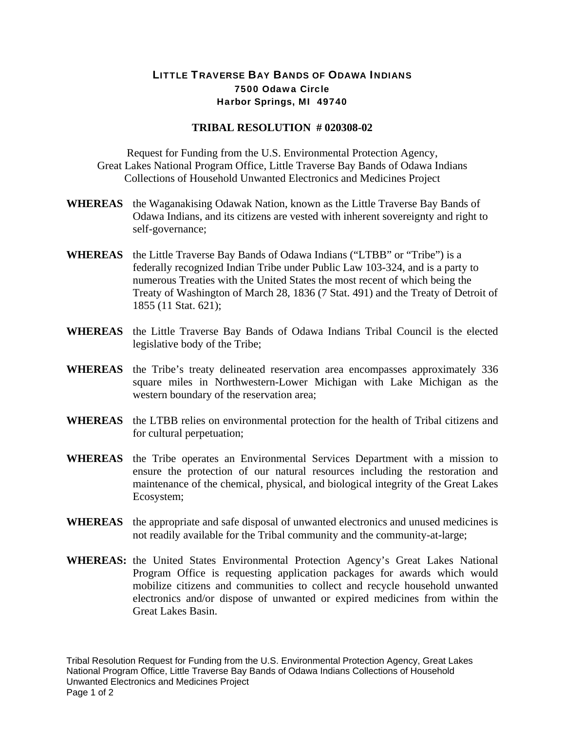# LITTLE TRAVERSE BAY BANDS OF ODAWA INDIANS

**7500 Odawa Circle**
**Harbor Springs, MI 49740**

## TRIBAL RESOLUTION # 020308-02

Request for Funding from the U.S. Environmental Protection Agency, Great Lakes National Program Office, Little Traverse Bay Bands of Odawa Indians Collections of Household Unwanted Electronics and Medicines Project

**WHEREAS** the Waganakising Odawak Nation, known as the Little Traverse Bay Bands of Odawa Indians, and its citizens are vested with inherent sovereignty and right to self-governance;

**WHEREAS** the Little Traverse Bay Bands of Odawa Indians ("LTBB" or "Tribe") is a federally recognized Indian Tribe under Public Law 103-324, and is a party to numerous Treaties with the United States the most recent of which being the Treaty of Washington of March 28, 1836 (7 Stat. 491) and the Treaty of Detroit of 1855 (11 Stat. 621);

**WHEREAS** the Little Traverse Bay Bands of Odawa Indians Tribal Council is the elected legislative body of the Tribe;

**WHEREAS** the Tribe's treaty delineated reservation area encompasses approximately 336 square miles in Northwestern-Lower Michigan with Lake Michigan as the western boundary of the reservation area;

**WHEREAS** the LTBB relies on environmental protection for the health of Tribal citizens and for cultural perpetuation;

**WHEREAS** the Tribe operates an Environmental Services Department with a mission to ensure the protection of our natural resources including the restoration and maintenance of the chemical, physical, and biological integrity of the Great Lakes Ecosystem;

**WHEREAS** the appropriate and safe disposal of unwanted electronics and unused medicines is not readily available for the Tribal community and the community-at-large;

**WHEREAS:** the United States Environmental Protection Agency's Great Lakes National Program Office is requesting application packages for awards which would mobilize citizens and communities to collect and recycle household unwanted electronics and/or dispose of unwanted or expired medicines from within the Great Lakes Basin.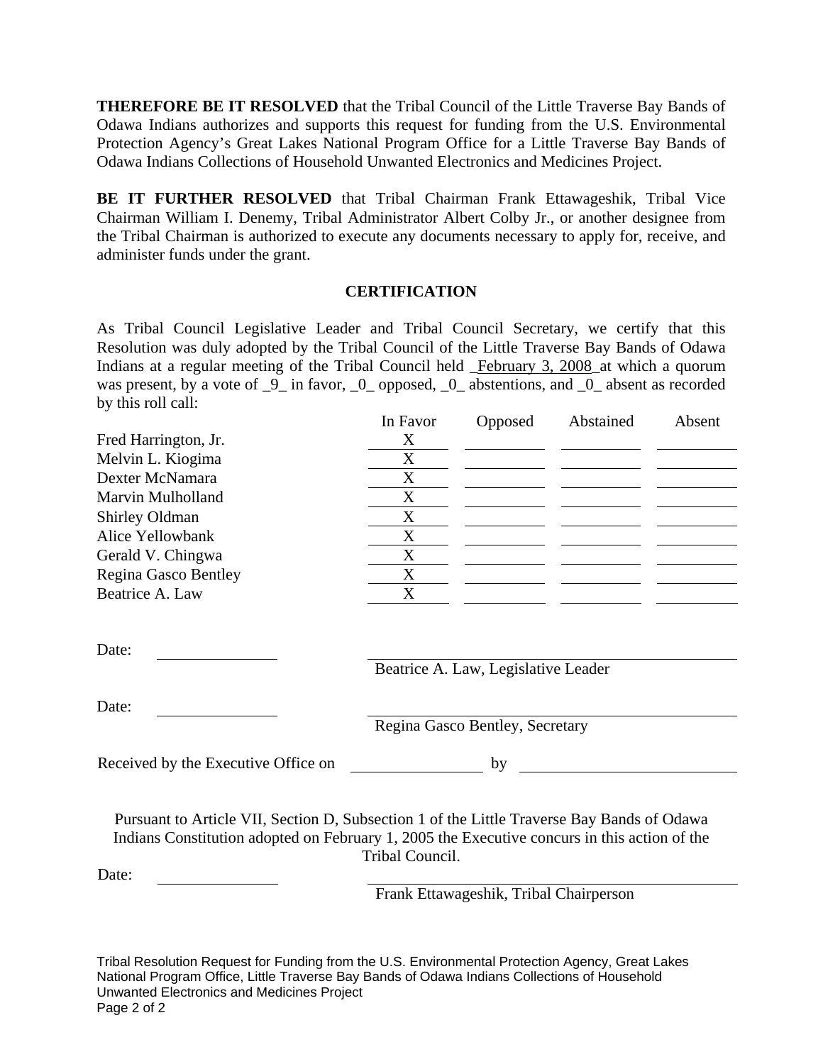**THEREFORE BE IT RESOLVED** that the Tribal Council of the Little Traverse Bay Bands of Odawa Indians authorizes and supports this request for funding from the U.S. Environmental Protection Agency's Great Lakes National Program Office for a Little Traverse Bay Bands of Odawa Indians Collections of Household Unwanted Electronics and Medicines Project.

**BE IT FURTHER RESOLVED** that Tribal Chairman Frank Ettawageshik, Tribal Vice Chairman William I. Denemy, Tribal Administrator Albert Colby Jr., or another designee from the Tribal Chairman is authorized to execute any documents necessary to apply for, receive, and administer funds under the grant.

**CERTIFICATION**

As Tribal Council Legislative Leader and Tribal Council Secretary, we certify that this Resolution was duly adopted by the Tribal Council of the Little Traverse Bay Bands of Odawa Indians at a regular meeting of the Tribal Council held _February 3, 2008_ at which a quorum was present, by a vote of _9_ in favor, _0_ opposed, _0_ abstentions, and _0_ absent as recorded by this roll call:

| | In Favor | Opposed | Abstained | Absent |
|---|---|---|---|---|
| Fred Harrington, Jr. | X | | | |
| Melvin L. Kiogima | X | | | |
| Dexter McNamara | X | | | |
| Marvin Mulholland | X | | | |
| Shirley Oldman | X | | | |
| Alice Yellowbank | X | | | |
| Gerald V. Chingwa | X | | | |
| Regina Gasco Bentley | X | | | |
| Beatrice A. Law | X | | | |

Date: ____________ ______________________________
Beatrice A. Law, Legislative Leader

Date: ____________ ______________________________
Regina Gasco Bentley, Secretary

Received by the Executive Office on ____________ by ______________________

Pursuant to Article VII, Section D, Subsection 1 of the Little Traverse Bay Bands of Odawa Indians Constitution adopted on February 1, 2005 the Executive concurs in this action of the Tribal Council.

Date: ____________ ______________________________
Frank Ettawageshik, Tribal Chairperson